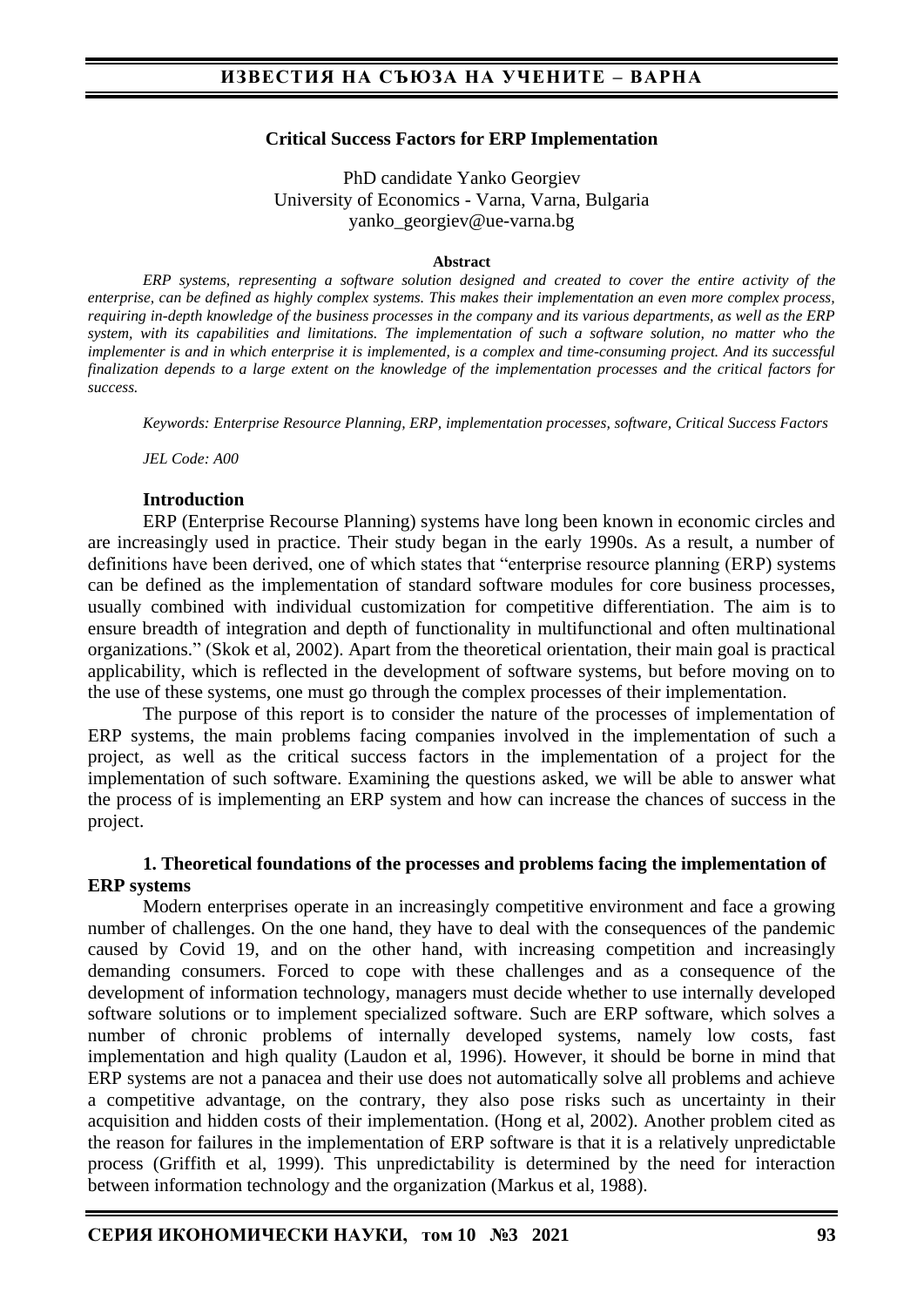# Critical Success Factors for ERP Implementation

PhD candidate Yanko Georgiev
University of Economics - Varna, Varna, Bulgaria
yanko_georgiev@ue-varna.bg

**Abstract**

*ERP systems, representing a software solution designed and created to cover the entire activity of the enterprise, can be defined as highly complex systems. This makes their implementation an even more complex process, requiring in-depth knowledge of the business processes in the company and its various departments, as well as the ERP system, with its capabilities and limitations. The implementation of such a software solution, no matter who the implementer is and in which enterprise it is implemented, is a complex and time-consuming project. And its successful finalization depends to a large extent on the knowledge of the implementation processes and the critical factors for success.*

*Keywords: Enterprise Resource Planning, ERP, implementation processes, software, Critical Success Factors*

*JEL Code: A00*

## Introduction

ERP (Enterprise Recourse Planning) systems have long been known in economic circles and are increasingly used in practice. Their study began in the early 1990s. As a result, a number of definitions have been derived, one of which states that "enterprise resource planning (ERP) systems can be defined as the implementation of standard software modules for core business processes, usually combined with individual customization for competitive differentiation. The aim is to ensure breadth of integration and depth of functionality in multifunctional and often multinational organizations." (Skok et al, 2002). Apart from the theoretical orientation, their main goal is practical applicability, which is reflected in the development of software systems, but before moving on to the use of these systems, one must go through the complex processes of their implementation.

The purpose of this report is to consider the nature of the processes of implementation of ERP systems, the main problems facing companies involved in the implementation of such a project, as well as the critical success factors in the implementation of a project for the implementation of such software. Examining the questions asked, we will be able to answer what the process of is implementing an ERP system and how can increase the chances of success in the project.

## 1. Theoretical foundations of the processes and problems facing the implementation of ERP systems

Modern enterprises operate in an increasingly competitive environment and face a growing number of challenges. On the one hand, they have to deal with the consequences of the pandemic caused by Covid 19, and on the other hand, with increasing competition and increasingly demanding consumers. Forced to cope with these challenges and as a consequence of the development of information technology, managers must decide whether to use internally developed software solutions or to implement specialized software. Such are ERP software, which solves a number of chronic problems of internally developed systems, namely low costs, fast implementation and high quality (Laudon et al, 1996). However, it should be borne in mind that ERP systems are not a panacea and their use does not automatically solve all problems and achieve a competitive advantage, on the contrary, they also pose risks such as uncertainty in their acquisition and hidden costs of their implementation. (Hong et al, 2002). Another problem cited as the reason for failures in the implementation of ERP software is that it is a relatively unpredictable process (Griffith et al, 1999). This unpredictability is determined by the need for interaction between information technology and the organization (Markus et al, 1988).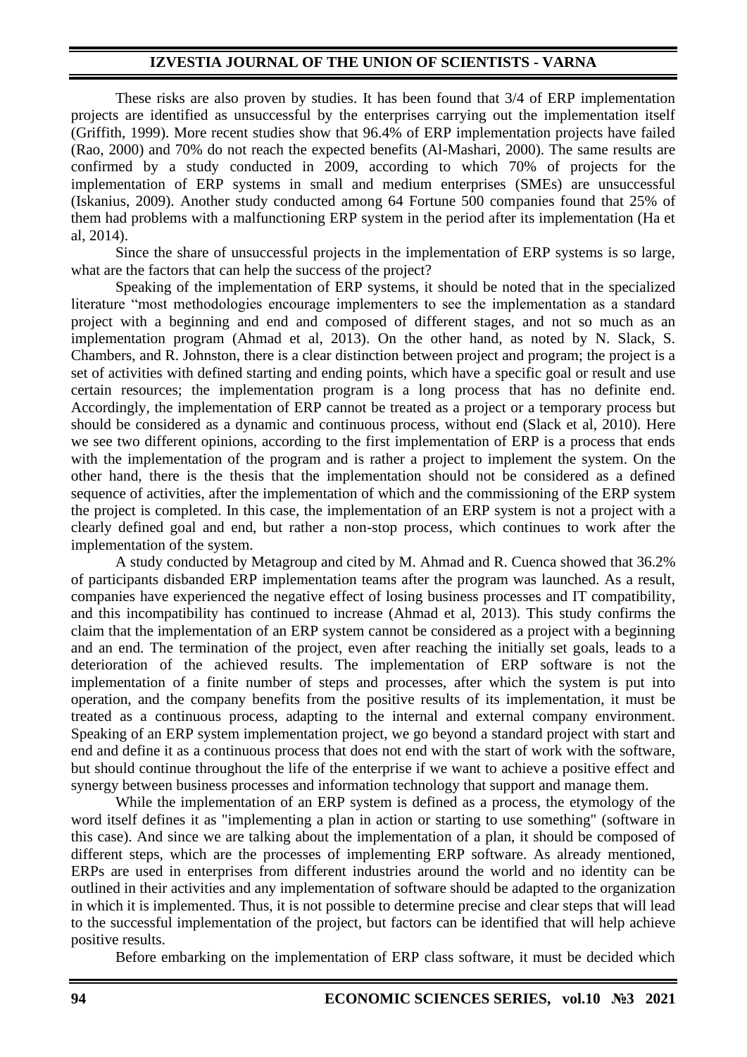These risks are also proven by studies. It has been found that 3/4 of ERP implementation projects are identified as unsuccessful by the enterprises carrying out the implementation itself (Griffith, 1999). More recent studies show that 96.4% of ERP implementation projects have failed (Rao, 2000) and 70% do not reach the expected benefits (Al-Mashari, 2000). The same results are confirmed by a study conducted in 2009, according to which 70% of projects for the implementation of ERP systems in small and medium enterprises (SMEs) are unsuccessful (Iskanius, 2009). Another study conducted among 64 Fortune 500 companies found that 25% of them had problems with a malfunctioning ERP system in the period after its implementation (Ha et al, 2014).

Since the share of unsuccessful projects in the implementation of ERP systems is so large, what are the factors that can help the success of the project?

Speaking of the implementation of ERP systems, it should be noted that in the specialized literature "most methodologies encourage implementers to see the implementation as a standard project with a beginning and end and composed of different stages, and not so much as an implementation program (Ahmad et al, 2013). On the other hand, as noted by N. Slack, S. Chambers, and R. Johnston, there is a clear distinction between project and program; the project is a set of activities with defined starting and ending points, which have a specific goal or result and use certain resources; the implementation program is a long process that has no definite end. Accordingly, the implementation of ERP cannot be treated as a project or a temporary process but should be considered as a dynamic and continuous process, without end (Slack et al, 2010). Here we see two different opinions, according to the first implementation of ERP is a process that ends with the implementation of the program and is rather a project to implement the system. On the other hand, there is the thesis that the implementation should not be considered as a defined sequence of activities, after the implementation of which and the commissioning of the ERP system the project is completed. In this case, the implementation of an ERP system is not a project with a clearly defined goal and end, but rather a non-stop process, which continues to work after the implementation of the system.

A study conducted by Metagroup and cited by M. Ahmad and R. Cuenca showed that 36.2% of participants disbanded ERP implementation teams after the program was launched. As a result, companies have experienced the negative effect of losing business processes and IT compatibility, and this incompatibility has continued to increase (Ahmad et al, 2013). This study confirms the claim that the implementation of an ERP system cannot be considered as a project with a beginning and an end. The termination of the project, even after reaching the initially set goals, leads to a deterioration of the achieved results. The implementation of ERP software is not the implementation of a finite number of steps and processes, after which the system is put into operation, and the company benefits from the positive results of its implementation, it must be treated as a continuous process, adapting to the internal and external company environment. Speaking of an ERP system implementation project, we go beyond a standard project with start and end and define it as a continuous process that does not end with the start of work with the software, but should continue throughout the life of the enterprise if we want to achieve a positive effect and synergy between business processes and information technology that support and manage them.

While the implementation of an ERP system is defined as a process, the etymology of the word itself defines it as "implementing a plan in action or starting to use something" (software in this case). And since we are talking about the implementation of a plan, it should be composed of different steps, which are the processes of implementing ERP software. As already mentioned, ERPs are used in enterprises from different industries around the world and no identity can be outlined in their activities and any implementation of software should be adapted to the organization in which it is implemented. Thus, it is not possible to determine precise and clear steps that will lead to the successful implementation of the project, but factors can be identified that will help achieve positive results.

Before embarking on the implementation of ERP class software, it must be decided which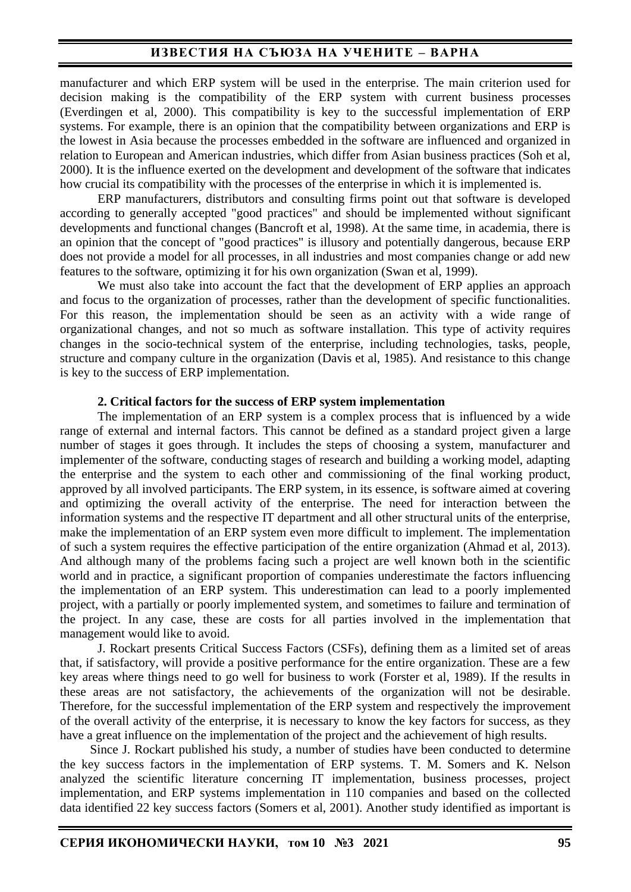manufacturer and which ERP system will be used in the enterprise. The main criterion used for decision making is the compatibility of the ERP system with current business processes (Everdingen et al, 2000). This compatibility is key to the successful implementation of ERP systems. For example, there is an opinion that the compatibility between organizations and ERP is the lowest in Asia because the processes embedded in the software are influenced and organized in relation to European and American industries, which differ from Asian business practices (Soh et al, 2000). It is the influence exerted on the development and development of the software that indicates how crucial its compatibility with the processes of the enterprise in which it is implemented is.

ERP manufacturers, distributors and consulting firms point out that software is developed according to generally accepted "good practices" and should be implemented without significant developments and functional changes (Bancroft et al, 1998). At the same time, in academia, there is an opinion that the concept of "good practices" is illusory and potentially dangerous, because ERP does not provide a model for all processes, in all industries and most companies change or add new features to the software, optimizing it for his own organization (Swan et al, 1999).

We must also take into account the fact that the development of ERP applies an approach and focus to the organization of processes, rather than the development of specific functionalities. For this reason, the implementation should be seen as an activity with a wide range of organizational changes, and not so much as software installation. This type of activity requires changes in the socio-technical system of the enterprise, including technologies, tasks, people, structure and company culture in the organization (Davis et al, 1985). And resistance to this change is key to the success of ERP implementation.

## 2. Critical factors for the success of ERP system implementation

The implementation of an ERP system is a complex process that is influenced by a wide range of external and internal factors. This cannot be defined as a standard project given a large number of stages it goes through. It includes the steps of choosing a system, manufacturer and implementer of the software, conducting stages of research and building a working model, adapting the enterprise and the system to each other and commissioning of the final working product, approved by all involved participants. The ERP system, in its essence, is software aimed at covering and optimizing the overall activity of the enterprise. The need for interaction between the information systems and the respective IT department and all other structural units of the enterprise, make the implementation of an ERP system even more difficult to implement. The implementation of such a system requires the effective participation of the entire organization (Ahmad et al, 2013). And although many of the problems facing such a project are well known both in the scientific world and in practice, a significant proportion of companies underestimate the factors influencing the implementation of an ERP system. This underestimation can lead to a poorly implemented project, with a partially or poorly implemented system, and sometimes to failure and termination of the project. In any case, these are costs for all parties involved in the implementation that management would like to avoid.

J. Rockart presents Critical Success Factors (CSFs), defining them as a limited set of areas that, if satisfactory, will provide a positive performance for the entire organization. These are a few key areas where things need to go well for business to work (Forster et al, 1989). If the results in these areas are not satisfactory, the achievements of the organization will not be desirable. Therefore, for the successful implementation of the ERP system and respectively the improvement of the overall activity of the enterprise, it is necessary to know the key factors for success, as they have a great influence on the implementation of the project and the achievement of high results.

Since J. Rockart published his study, a number of studies have been conducted to determine the key success factors in the implementation of ERP systems. T. M. Somers and K. Nelson analyzed the scientific literature concerning IT implementation, business processes, project implementation, and ERP systems implementation in 110 companies and based on the collected data identified 22 key success factors (Somers et al, 2001). Another study identified as important is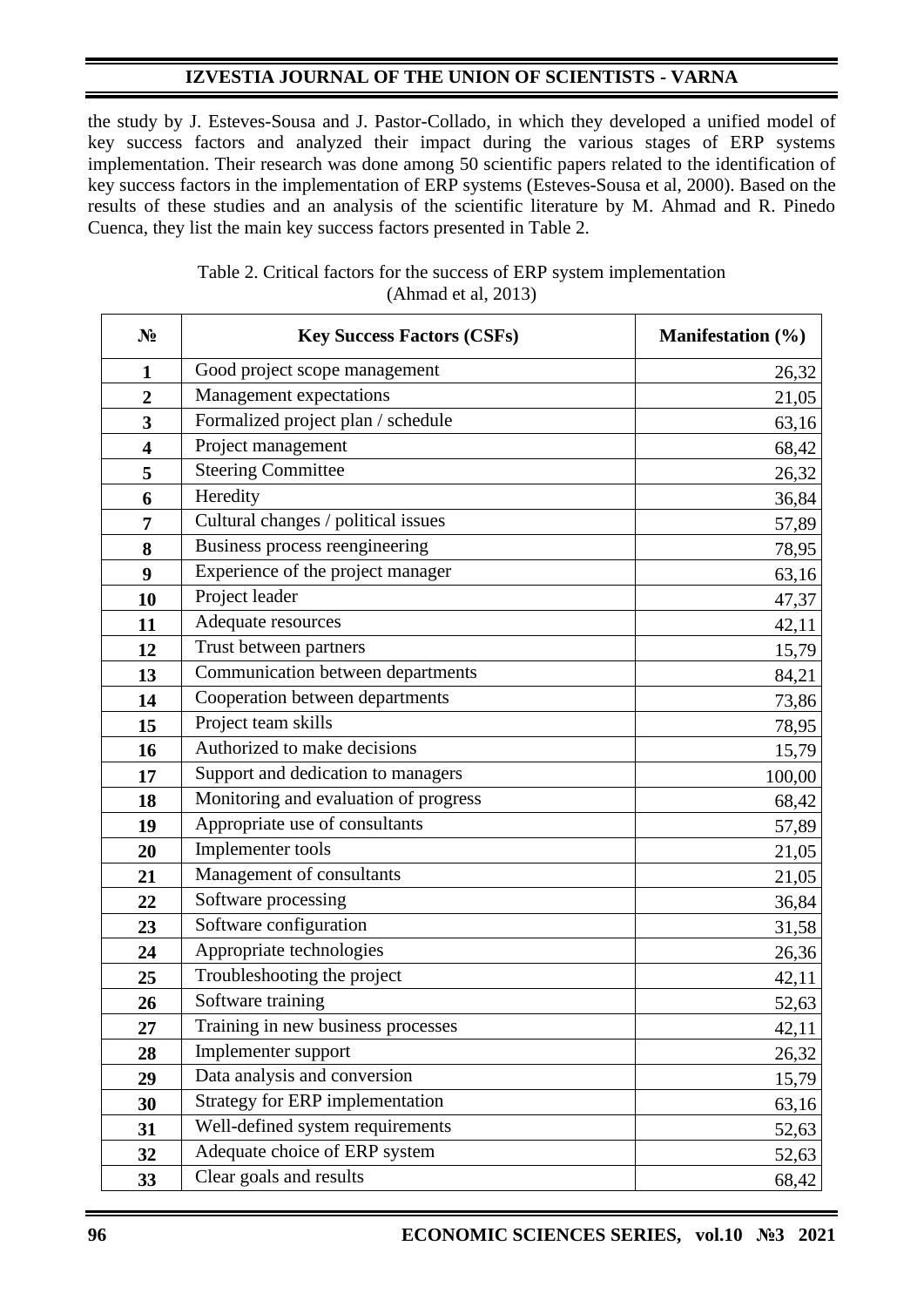the study by J. Esteves-Sousa and J. Pastor-Collado, in which they developed a unified model of key success factors and analyzed their impact during the various stages of ERP systems implementation. Their research was done among 50 scientific papers related to the identification of key success factors in the implementation of ERP systems (Esteves-Sousa et al, 2000). Based on the results of these studies and an analysis of the scientific literature by M. Ahmad and R. Pinedo Cuenca, they list the main key success factors presented in Table 2.

Table 2. Critical factors for the success of ERP system implementation (Ahmad et al, 2013)

| № | Key Success Factors (CSFs) | Manifestation (%) |
|---|---|---|
| 1 | Good project scope management | 26,32 |
| 2 | Management expectations | 21,05 |
| 3 | Formalized project plan / schedule | 63,16 |
| 4 | Project management | 68,42 |
| 5 | Steering Committee | 26,32 |
| 6 | Heredity | 36,84 |
| 7 | Cultural changes / political issues | 57,89 |
| 8 | Business process reengineering | 78,95 |
| 9 | Experience of the project manager | 63,16 |
| 10 | Project leader | 47,37 |
| 11 | Adequate resources | 42,11 |
| 12 | Trust between partners | 15,79 |
| 13 | Communication between departments | 84,21 |
| 14 | Cooperation between departments | 73,86 |
| 15 | Project team skills | 78,95 |
| 16 | Authorized to make decisions | 15,79 |
| 17 | Support and dedication to managers | 100,00 |
| 18 | Monitoring and evaluation of progress | 68,42 |
| 19 | Appropriate use of consultants | 57,89 |
| 20 | Implementer tools | 21,05 |
| 21 | Management of consultants | 21,05 |
| 22 | Software processing | 36,84 |
| 23 | Software configuration | 31,58 |
| 24 | Appropriate technologies | 26,36 |
| 25 | Troubleshooting the project | 42,11 |
| 26 | Software training | 52,63 |
| 27 | Training in new business processes | 42,11 |
| 28 | Implementer support | 26,32 |
| 29 | Data analysis and conversion | 15,79 |
| 30 | Strategy for ERP implementation | 63,16 |
| 31 | Well-defined system requirements | 52,63 |
| 32 | Adequate choice of ERP system | 52,63 |
| 33 | Clear goals and results | 68,42 |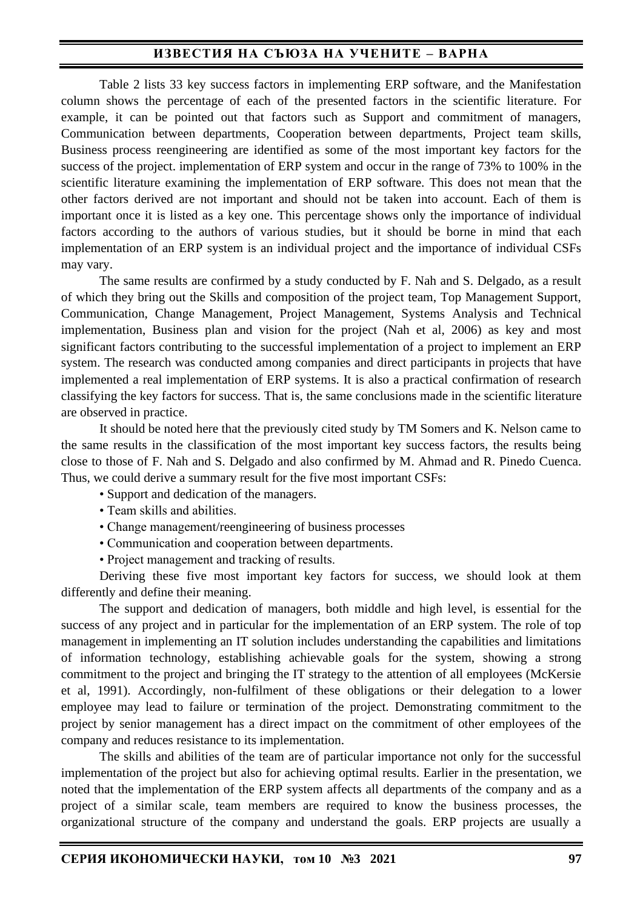Table 2 lists 33 key success factors in implementing ERP software, and the Manifestation column shows the percentage of each of the presented factors in the scientific literature. For example, it can be pointed out that factors such as Support and commitment of managers, Communication between departments, Cooperation between departments, Project team skills, Business process reengineering are identified as some of the most important key factors for the success of the project. implementation of ERP system and occur in the range of 73% to 100% in the scientific literature examining the implementation of ERP software. This does not mean that the other factors derived are not important and should not be taken into account. Each of them is important once it is listed as a key one. This percentage shows only the importance of individual factors according to the authors of various studies, but it should be borne in mind that each implementation of an ERP system is an individual project and the importance of individual CSFs may vary.

The same results are confirmed by a study conducted by F. Nah and S. Delgado, as a result of which they bring out the Skills and composition of the project team, Top Management Support, Communication, Change Management, Project Management, Systems Analysis and Technical implementation, Business plan and vision for the project (Nah et al, 2006) as key and most significant factors contributing to the successful implementation of a project to implement an ERP system. The research was conducted among companies and direct participants in projects that have implemented a real implementation of ERP systems. It is also a practical confirmation of research classifying the key factors for success. That is, the same conclusions made in the scientific literature are observed in practice.

It should be noted here that the previously cited study by TM Somers and K. Nelson came to the same results in the classification of the most important key success factors, the results being close to those of F. Nah and S. Delgado and also confirmed by M. Ahmad and R. Pinedo Cuenca. Thus, we could derive a summary result for the five most important CSFs:

- Support and dedication of the managers.
- Team skills and abilities.
- Change management/reengineering of business processes
- Communication and cooperation between departments.
- Project management and tracking of results.

Deriving these five most important key factors for success, we should look at them differently and define their meaning.

The support and dedication of managers, both middle and high level, is essential for the success of any project and in particular for the implementation of an ERP system. The role of top management in implementing an IT solution includes understanding the capabilities and limitations of information technology, establishing achievable goals for the system, showing a strong commitment to the project and bringing the IT strategy to the attention of all employees (McKersie et al, 1991). Accordingly, non-fulfilment of these obligations or their delegation to a lower employee may lead to failure or termination of the project. Demonstrating commitment to the project by senior management has a direct impact on the commitment of other employees of the company and reduces resistance to its implementation.

The skills and abilities of the team are of particular importance not only for the successful implementation of the project but also for achieving optimal results. Earlier in the presentation, we noted that the implementation of the ERP system affects all departments of the company and as a project of a similar scale, team members are required to know the business processes, the organizational structure of the company and understand the goals. ERP projects are usually a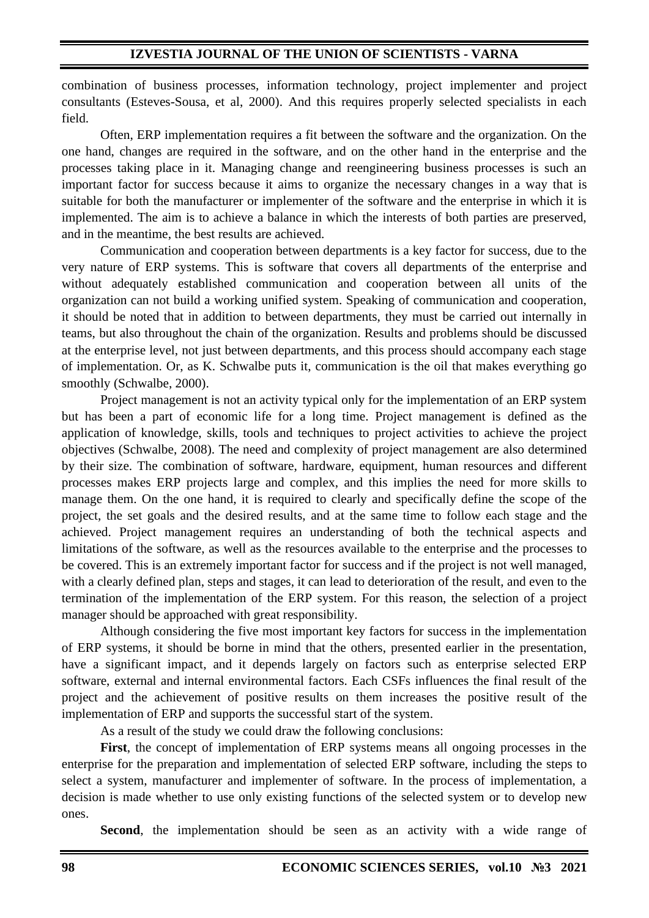combination of business processes, information technology, project implementer and project consultants (Esteves-Sousa, et al, 2000). And this requires properly selected specialists in each field.

Often, ERP implementation requires a fit between the software and the organization. On the one hand, changes are required in the software, and on the other hand in the enterprise and the processes taking place in it. Managing change and reengineering business processes is such an important factor for success because it aims to organize the necessary changes in a way that is suitable for both the manufacturer or implementer of the software and the enterprise in which it is implemented. The aim is to achieve a balance in which the interests of both parties are preserved, and in the meantime, the best results are achieved.

Communication and cooperation between departments is a key factor for success, due to the very nature of ERP systems. This is software that covers all departments of the enterprise and without adequately established communication and cooperation between all units of the organization can not build a working unified system. Speaking of communication and cooperation, it should be noted that in addition to between departments, they must be carried out internally in teams, but also throughout the chain of the organization. Results and problems should be discussed at the enterprise level, not just between departments, and this process should accompany each stage of implementation. Or, as K. Schwalbe puts it, communication is the oil that makes everything go smoothly (Schwalbe, 2000).

Project management is not an activity typical only for the implementation of an ERP system but has been a part of economic life for a long time. Project management is defined as the application of knowledge, skills, tools and techniques to project activities to achieve the project objectives (Schwalbe, 2008). The need and complexity of project management are also determined by their size. The combination of software, hardware, equipment, human resources and different processes makes ERP projects large and complex, and this implies the need for more skills to manage them. On the one hand, it is required to clearly and specifically define the scope of the project, the set goals and the desired results, and at the same time to follow each stage and the achieved. Project management requires an understanding of both the technical aspects and limitations of the software, as well as the resources available to the enterprise and the processes to be covered. This is an extremely important factor for success and if the project is not well managed, with a clearly defined plan, steps and stages, it can lead to deterioration of the result, and even to the termination of the implementation of the ERP system. For this reason, the selection of a project manager should be approached with great responsibility.

Although considering the five most important key factors for success in the implementation of ERP systems, it should be borne in mind that the others, presented earlier in the presentation, have a significant impact, and it depends largely on factors such as enterprise selected ERP software, external and internal environmental factors. Each CSFs influences the final result of the project and the achievement of positive results on them increases the positive result of the implementation of ERP and supports the successful start of the system.

As a result of the study we could draw the following conclusions:

**First**, the concept of implementation of ERP systems means all ongoing processes in the enterprise for the preparation and implementation of selected ERP software, including the steps to select a system, manufacturer and implementer of software. In the process of implementation, a decision is made whether to use only existing functions of the selected system or to develop new ones.

**Second**, the implementation should be seen as an activity with a wide range of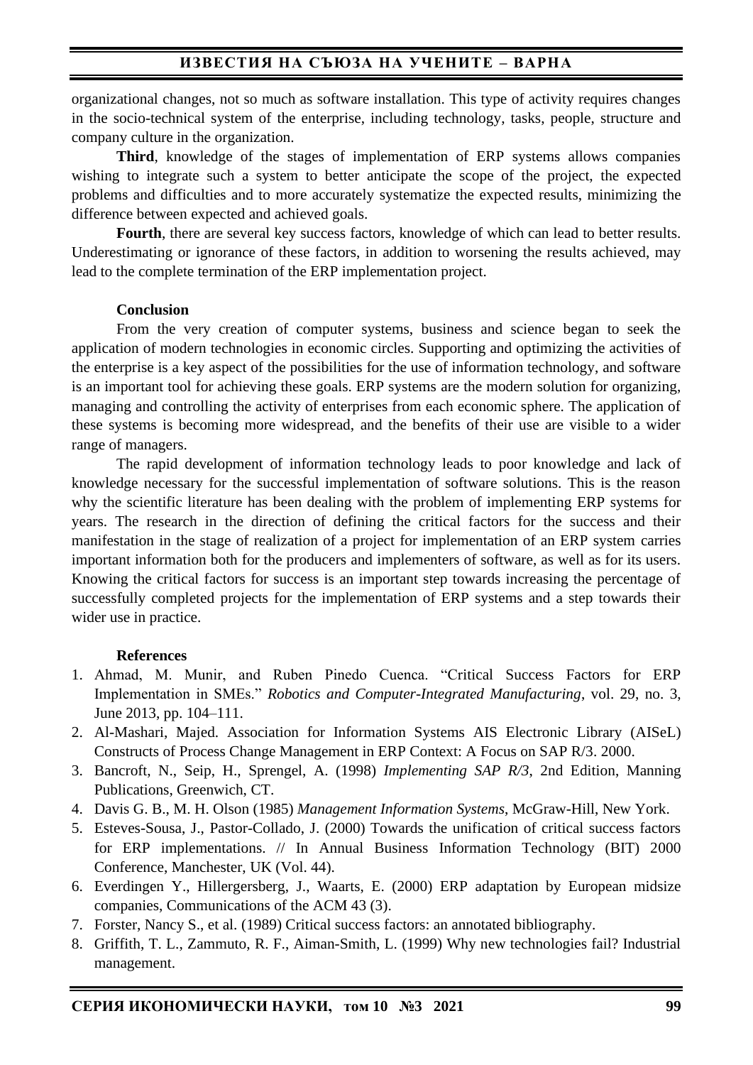organizational changes, not so much as software installation. This type of activity requires changes in the socio-technical system of the enterprise, including technology, tasks, people, structure and company culture in the organization.

**Third**, knowledge of the stages of implementation of ERP systems allows companies wishing to integrate such a system to better anticipate the scope of the project, the expected problems and difficulties and to more accurately systematize the expected results, minimizing the difference between expected and achieved goals.

**Fourth**, there are several key success factors, knowledge of which can lead to better results. Underestimating or ignorance of these factors, in addition to worsening the results achieved, may lead to the complete termination of the ERP implementation project.

**Conclusion**

From the very creation of computer systems, business and science began to seek the application of modern technologies in economic circles. Supporting and optimizing the activities of the enterprise is a key aspect of the possibilities for the use of information technology, and software is an important tool for achieving these goals. ERP systems are the modern solution for organizing, managing and controlling the activity of enterprises from each economic sphere. The application of these systems is becoming more widespread, and the benefits of their use are visible to a wider range of managers.

The rapid development of information technology leads to poor knowledge and lack of knowledge necessary for the successful implementation of software solutions. This is the reason why the scientific literature has been dealing with the problem of implementing ERP systems for years. The research in the direction of defining the critical factors for the success and their manifestation in the stage of realization of a project for implementation of an ERP system carries important information both for the producers and implementers of software, as well as for its users. Knowing the critical factors for success is an important step towards increasing the percentage of successfully completed projects for the implementation of ERP systems and a step towards their wider use in practice.

**References**

1. Ahmad, M. Munir, and Ruben Pinedo Cuenca. "Critical Success Factors for ERP Implementation in SMEs." *Robotics and Computer-Integrated Manufacturing*, vol. 29, no. 3, June 2013, pp. 104–111.
2. Al-Mashari, Majed. Association for Information Systems AIS Electronic Library (AISeL) Constructs of Process Change Management in ERP Context: A Focus on SAP R/3. 2000.
3. Bancroft, N., Seip, H., Sprengel, A. (1998) *Implementing SAP R/3*, 2nd Edition, Manning Publications, Greenwich, CT.
4. Davis G. B., M. H. Olson (1985) *Management Information Systems*, McGraw-Hill, New York.
5. Esteves-Sousa, J., Pastor-Collado, J. (2000) Towards the unification of critical success factors for ERP implementations. // In Annual Business Information Technology (BIT) 2000 Conference, Manchester, UK (Vol. 44).
6. Everdingen Y., Hillergersberg, J., Waarts, E. (2000) ERP adaptation by European midsize companies, Communications of the ACM 43 (3).
7. Forster, Nancy S., et al. (1989) Critical success factors: an annotated bibliography.
8. Griffith, T. L., Zammuto, R. F., Aiman-Smith, L. (1999) Why new technologies fail? Industrial management.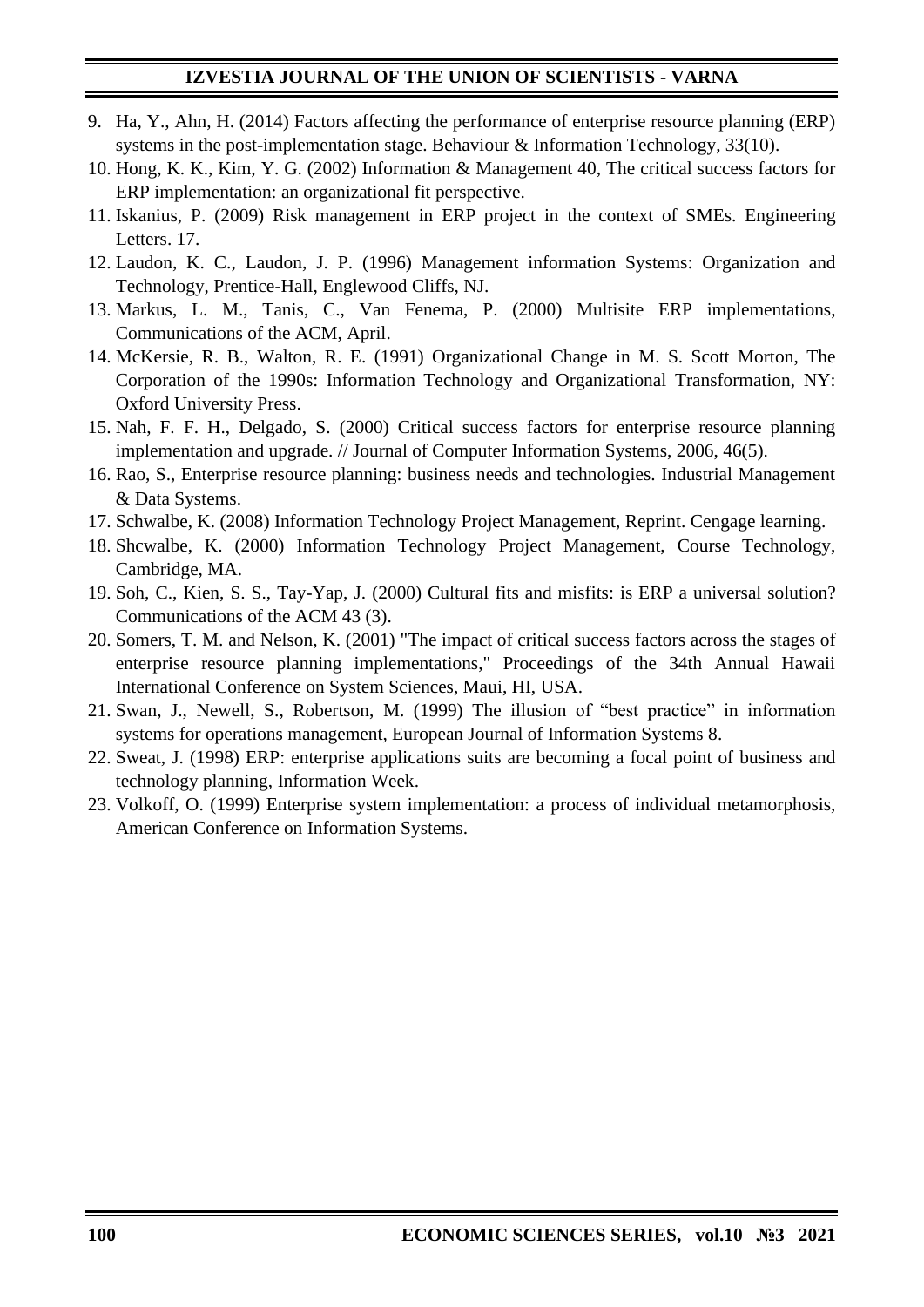9. Ha, Y., Ahn, H. (2014) Factors affecting the performance of enterprise resource planning (ERP) systems in the post-implementation stage. Behaviour & Information Technology, 33(10).
10. Hong, K. K., Kim, Y. G. (2002) Information & Management 40, The critical success factors for ERP implementation: an organizational fit perspective.
11. Iskanius, P. (2009) Risk management in ERP project in the context of SMEs. Engineering Letters. 17.
12. Laudon, K. C., Laudon, J. P. (1996) Management information Systems: Organization and Technology, Prentice-Hall, Englewood Cliffs, NJ.
13. Markus, L. M., Tanis, C., Van Fenema, P. (2000) Multisite ERP implementations, Communications of the ACM, April.
14. McKersie, R. B., Walton, R. E. (1991) Organizational Change in M. S. Scott Morton, The Corporation of the 1990s: Information Technology and Organizational Transformation, NY: Oxford University Press.
15. Nah, F. F. H., Delgado, S. (2000) Critical success factors for enterprise resource planning implementation and upgrade. // Journal of Computer Information Systems, 2006, 46(5).
16. Rao, S., Enterprise resource planning: business needs and technologies. Industrial Management & Data Systems.
17. Schwalbe, K. (2008) Information Technology Project Management, Reprint. Cengage learning.
18. Shcwalbe, K. (2000) Information Technology Project Management, Course Technology, Cambridge, MA.
19. Soh, C., Kien, S. S., Tay-Yap, J. (2000) Cultural fits and misfits: is ERP a universal solution? Communications of the ACM 43 (3).
20. Somers, T. M. and Nelson, K. (2001) "The impact of critical success factors across the stages of enterprise resource planning implementations," Proceedings of the 34th Annual Hawaii International Conference on System Sciences, Maui, HI, USA.
21. Swan, J., Newell, S., Robertson, M. (1999) The illusion of "best practice" in information systems for operations management, European Journal of Information Systems 8.
22. Sweat, J. (1998) ERP: enterprise applications suits are becoming a focal point of business and technology planning, Information Week.
23. Volkoff, O. (1999) Enterprise system implementation: a process of individual metamorphosis, American Conference on Information Systems.